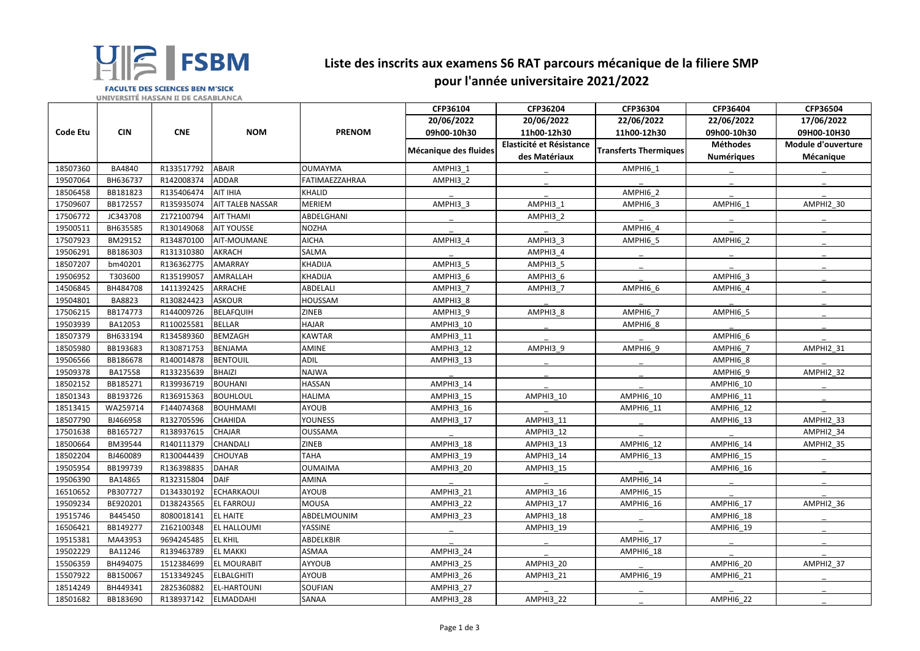# Liste des inscrits aux examens S6 RAT parcours mécanique de la filiere SMP pour l'année universitaire 2021/2022

FSBM
FACULTE DES SCIENCES BEN M'SICK
UNIVERSITÉ HASSAN II DE CASABLANCA

| Code Etu | CIN | CNE | NOM | PRENOM | CFP36104 20/06/2022 09h00-10h30 Mécanique des fluides | CFP36204 20/06/2022 11h00-12h30 Elasticité et Résistance des Matériaux | CFP36304 22/06/2022 11h00-12h30 Transferts Thermiques | CFP36404 22/06/2022 09h00-10h30 Méthodes Numériques | CFP36504 17/06/2022 09H00-10H30 Module d'ouverture Mécanique |
|---|---|---|---|---|---|---|---|---|---|
| 18507360 | BA4840 | R133517792 | ABAIR | OUMAYMA | AMPHI3_1 | _ | AMPHI6_1 | _ | _ |
| 19507064 | BH636737 | R142008374 | ADDAR | FATIMAEZZAHRAA | AMPHI3_2 | _ | _ | _ | _ |
| 18506458 | BB181823 | R135406474 | AIT IHIA | KHALID | _ | _ | AMPHI6_2 | _ | _ |
| 17509607 | BB172557 | R135935074 | AIT TALEB NASSAR | MERIEM | AMPHI3_3 | AMPHI3_1 | AMPHI6_3 | AMPHI6_1 | AMPHI2_30 |
| 17506772 | JC343708 | Z172100794 | AIT THAMI | ABDELGHANI | _ | AMPHI3_2 | _ | _ | _ |
| 19500511 | BH635585 | R130149068 | AIT YOUSSE | NOZHA | _ | _ | AMPHI6_4 | _ | _ |
| 17507923 | BM29152 | R134870100 | AIT-MOUMANE | AICHA | AMPHI3_4 | AMPHI3_3 | AMPHI6_5 | AMPHI6_2 | _ |
| 19506291 | BB186303 | R131310380 | AKRACH | SALMA | _ | AMPHI3_4 | _ | _ | _ |
| 18507207 | bm40201 | R136362775 | AMARRAY | KHADIJA | AMPHI3_5 | AMPHI3_5 | _ | _ | _ |
| 19506952 | T303600 | R135199057 | AMRALLAH | KHADIJA | AMPHI3_6 | AMPHI3_6 | _ | AMPHI6_3 | _ |
| 14506845 | BH484708 | 1411392425 | ARRACHE | ABDELALI | AMPHI3_7 | AMPHI3_7 | AMPHI6_6 | AMPHI6_4 | _ |
| 19504801 | BA8823 | R130824423 | ASKOUR | HOUSSAM | AMPHI3_8 | _ | _ | _ | _ |
| 17506215 | BB174773 | R144009726 | BELAFQUIH | ZINEB | AMPHI3_9 | AMPHI3_8 | AMPHI6_7 | AMPHI6_5 | _ |
| 19503939 | BA12053 | R110025581 | BELLAR | HAJAR | AMPHI3_10 | _ | AMPHI6_8 | _ | _ |
| 18507379 | BH633194 | R134589360 | BEMZAGH | KAWTAR | AMPHI3_11 | _ | _ | AMPHI6_6 | _ |
| 18505980 | BB193683 | R130871753 | BENJAMA | AMINE | AMPHI3_12 | AMPHI3_9 | AMPHI6_9 | AMPHI6_7 | AMPHI2_31 |
| 19506566 | BB186678 | R140014878 | BENTOUIL | ADIL | AMPHI3_13 | _ | _ | AMPHI6_8 | _ |
| 19509378 | BA17558 | R133235639 | BHAIZI | NAJWA | _ | _ | _ | AMPHI6_9 | AMPHI2_32 |
| 18502152 | BB185271 | R139936719 | BOUHANI | HASSAN | AMPHI3_14 | _ | _ | AMPHI6_10 | _ |
| 18501343 | BB193726 | R136915363 | BOUHLOUL | HALIMA | AMPHI3_15 | AMPHI3_10 | AMPHI6_10 | AMPHI6_11 | _ |
| 18513415 | WA259714 | F144074368 | BOUHMAMI | AYOUB | AMPHI3_16 | _ | AMPHI6_11 | AMPHI6_12 | _ |
| 18507790 | BJ466958 | R132705596 | CHAHIDA | YOUNESS | AMPHI3_17 | AMPHI3_11 | _ | AMPHI6_13 | AMPHI2_33 |
| 17501638 | BB165727 | R138937615 | CHAJAR | OUSSAMA | _ | AMPHI3_12 | _ | _ | AMPHI2_34 |
| 18500664 | BM39544 | R140111379 | CHANDALI | ZINEB | AMPHI3_18 | AMPHI3_13 | AMPHI6_12 | AMPHI6_14 | AMPHI2_35 |
| 18502204 | BJ460089 | R130044439 | CHOUYAB | TAHA | AMPHI3_19 | AMPHI3_14 | AMPHI6_13 | AMPHI6_15 | _ |
| 19505954 | BB199739 | R136398835 | DAHAR | OUMAIMA | AMPHI3_20 | AMPHI3_15 | _ | AMPHI6_16 | _ |
| 19506390 | BA14865 | R132315804 | DAIF | AMINA | _ | _ | AMPHI6_14 | _ | _ |
| 16510652 | PB307727 | D134330192 | ECHARKAOUI | AYOUB | AMPHI3_21 | AMPHI3_16 | AMPHI6_15 | _ | _ |
| 19509234 | BE920201 | D138243565 | EL FARROUJ | MOUSA | AMPHI3_22 | AMPHI3_17 | AMPHI6_16 | AMPHI6_17 | AMPHI2_36 |
| 19515746 | B445450 | 8080018141 | EL HAITE | ABDELMOUNIM | AMPHI3_23 | AMPHI3_18 | _ | AMPHI6_18 | _ |
| 16506421 | BB149277 | Z162100348 | EL HALLOUMI | YASSINE | _ | AMPHI3_19 | _ | AMPHI6_19 | _ |
| 19515381 | MA43953 | 9694245485 | EL KHIL | ABDELKBIR | _ | _ | AMPHI6_17 | _ | _ |
| 19502229 | BA11246 | R139463789 | EL MAKKI | ASMAA | AMPHI3_24 | _ | AMPHI6_18 | _ | _ |
| 15506359 | BH494075 | 1512384699 | EL MOURABIT | AYYOUB | AMPHI3_25 | AMPHI3_20 | _ | AMPHI6_20 | AMPHI2_37 |
| 15507922 | BB150067 | 1513349245 | ELBALGHITI | AYOUB | AMPHI3_26 | AMPHI3_21 | AMPHI6_19 | AMPHI6_21 | _ |
| 18514249 | BH449341 | 2825360882 | EL-HARTOUNI | SOUFIAN | AMPHI3_27 | _ | _ | _ | _ |
| 18501682 | BB183690 | R138937142 | ELMADDAHI | SANAA | AMPHI3_28 | AMPHI3_22 | _ | AMPHI6_22 | _ |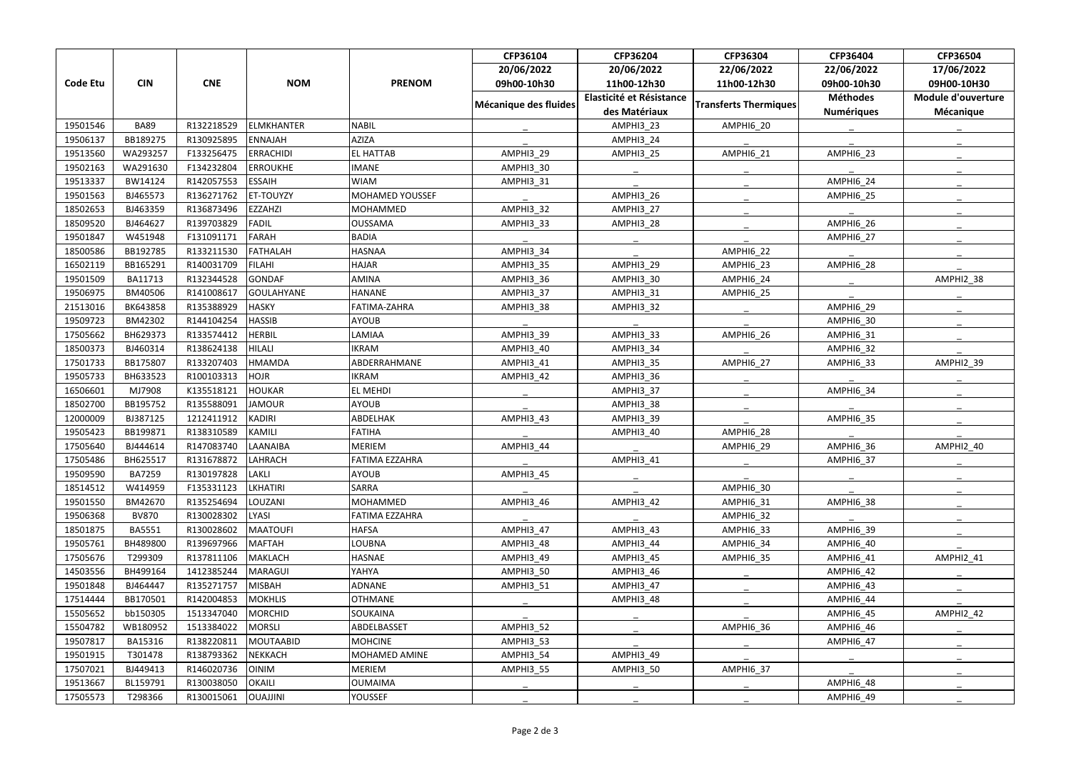| Code Etu | CIN | CNE | NOM | PRENOM | CFP36104 | CFP36204 | CFP36304 | CFP36404 | CFP36504 |
|---|---|---|---|---|---|---|---|---|---|
| | | | | | 20/06/2022 | 20/06/2022 | 22/06/2022 | 22/06/2022 | 17/06/2022 |
| | | | | | 09h00-10h30 | 11h00-12h30 | 11h00-12h30 | 09h00-10h30 | 09H00-10H30 |
| | | | | | Mécanique des fluides | Elasticité et Résistance des Matériaux | Transferts Thermiques | Méthodes Numériques | Module d'ouverture Mécanique |
| 19501546 | BA89 | R132218529 | ELMKHANTER | NABIL | _ | AMPHI3_23 | AMPHI6_20 | _ | _ |
| 19506137 | BB189275 | R130925895 | ENNAJAH | AZIZA | _ | AMPHI3_24 | _ | _ | _ |
| 19513560 | WA293257 | F133256475 | ERRACHIDI | EL HATTAB | AMPHI3_29 | AMPHI3_25 | AMPHI6_21 | AMPHI6_23 | _ |
| 19502163 | WA291630 | F134232804 | ERROUKHE | IMANE | AMPHI3_30 | _ | _ | _ | _ |
| 19513337 | BW14124 | R142057553 | ESSAIH | WIAM | AMPHI3_31 | _ | _ | AMPHI6_24 | _ |
| 19501563 | BJ465573 | R136271762 | ET-TOUYZY | MOHAMED YOUSSEF | _ | AMPHI3_26 | _ | AMPHI6_25 | _ |
| 18502653 | BJ463359 | R136873496 | EZZAHZI | MOHAMMED | AMPHI3_32 | AMPHI3_27 | _ | _ | _ |
| 18509520 | BJ464627 | R139703829 | FADIL | OUSSAMA | AMPHI3_33 | AMPHI3_28 | _ | AMPHI6_26 | _ |
| 19501847 | W451948 | F131091171 | FARAH | BADIA | _ | _ | _ | AMPHI6_27 | _ |
| 18500586 | BB192785 | R133211530 | FATHALAH | HASNAA | AMPHI3_34 | _ | AMPHI6_22 | _ | _ |
| 16502119 | BB165291 | R140031709 | FILAHI | HAJAR | AMPHI3_35 | AMPHI3_29 | AMPHI6_23 | AMPHI6_28 | _ |
| 19501509 | BA11713 | R132344528 | GONDAF | AMINA | AMPHI3_36 | AMPHI3_30 | AMPHI6_24 | _ | AMPHI2_38 |
| 19506975 | BM40506 | R141008617 | GOULAHYANE | HANANE | AMPHI3_37 | AMPHI3_31 | AMPHI6_25 | _ | _ |
| 21513016 | BK643858 | R135388929 | HASKY | FATIMA-ZAHRA | AMPHI3_38 | AMPHI3_32 | _ | AMPHI6_29 | _ |
| 19509723 | BM42302 | R144104254 | HASSIB | AYOUB | _ | _ | _ | AMPHI6_30 | _ |
| 17505662 | BH629373 | R133574412 | HERBIL | LAMIAA | AMPHI3_39 | AMPHI3_33 | AMPHI6_26 | AMPHI6_31 | _ |
| 18500373 | BJ460314 | R138624138 | HILALI | IKRAM | AMPHI3_40 | AMPHI3_34 | _ | AMPHI6_32 | _ |
| 17501733 | BB175807 | R133207403 | HMAMDA | ABDERRAHMANE | AMPHI3_41 | AMPHI3_35 | AMPHI6_27 | AMPHI6_33 | AMPHI2_39 |
| 19505733 | BH633523 | R100103313 | HOJR | IKRAM | AMPHI3_42 | AMPHI3_36 | _ | _ | _ |
| 16506601 | MJ7908 | K135518121 | HOUKAR | EL MEHDI | _ | AMPHI3_37 | _ | AMPHI6_34 | _ |
| 18502700 | BB195752 | R135588091 | JAMOUR | AYOUB | _ | AMPHI3_38 | _ | _ | _ |
| 12000009 | BJ387125 | 1212411912 | KADIRI | ABDELHAK | AMPHI3_43 | AMPHI3_39 | _ | AMPHI6_35 | _ |
| 19505423 | BB199871 | R138310589 | KAMILI | FATIHA | _ | AMPHI3_40 | AMPHI6_28 | _ | _ |
| 17505640 | BJ444614 | R147083740 | LAANAIBA | MERIEM | AMPHI3_44 | _ | AMPHI6_29 | AMPHI6_36 | AMPHI2_40 |
| 17505486 | BH625517 | R131678872 | LAHRACH | FATIMA EZZAHRA | _ | AMPHI3_41 | _ | AMPHI6_37 | _ |
| 19509590 | BA7259 | R130197828 | LAKLI | AYOUB | AMPHI3_45 | _ | _ | _ | _ |
| 18514512 | W414959 | F135331123 | LKHATIRI | SARRA | _ | _ | AMPHI6_30 | _ | _ |
| 19501550 | BM42670 | R135254694 | LOUZANI | MOHAMMED | AMPHI3_46 | AMPHI3_42 | AMPHI6_31 | AMPHI6_38 | _ |
| 19506368 | BV870 | R130028302 | LYASI | FATIMA EZZAHRA | _ | _ | AMPHI6_32 | _ | _ |
| 18501875 | BA5551 | R130028602 | MAATOUFI | HAFSA | AMPHI3_47 | AMPHI3_43 | AMPHI6_33 | AMPHI6_39 | _ |
| 19505761 | BH489800 | R139697966 | MAFTAH | LOUBNA | AMPHI3_48 | AMPHI3_44 | AMPHI6_34 | AMPHI6_40 | _ |
| 17505676 | T299309 | R137811106 | MAKLACH | HASNAE | AMPHI3_49 | AMPHI3_45 | AMPHI6_35 | AMPHI6_41 | AMPHI2_41 |
| 14503556 | BH499164 | 1412385244 | MARAGUI | YAHYA | AMPHI3_50 | AMPHI3_46 | _ | AMPHI6_42 | _ |
| 19501848 | BJ464447 | R135271757 | MISBAH | ADNANE | AMPHI3_51 | AMPHI3_47 | _ | AMPHI6_43 | _ |
| 17514444 | BB170501 | R142004853 | MOKHLIS | OTHMANE | _ | AMPHI3_48 | _ | AMPHI6_44 | _ |
| 15505652 | bb150305 | 1513347040 | MORCHID | SOUKAINA | _ | _ | _ | AMPHI6_45 | AMPHI2_42 |
| 15504782 | WB180952 | 1513384022 | MORSLI | ABDELBASSET | AMPHI3_52 | _ | AMPHI6_36 | AMPHI6_46 | _ |
| 19507817 | BA15316 | R138220811 | MOUTAABID | MOHCINE | AMPHI3_53 | _ | _ | AMPHI6_47 | _ |
| 19501915 | T301478 | R138793362 | NEKKACH | MOHAMED AMINE | AMPHI3_54 | AMPHI3_49 | _ | _ | _ |
| 17507021 | BJ449413 | R146020736 | OINIM | MERIEM | AMPHI3_55 | AMPHI3_50 | AMPHI6_37 | _ | _ |
| 19513667 | BL159791 | R130038050 | OKAILI | OUMAIMA | _ | _ | _ | AMPHI6_48 | _ |
| 17505573 | T298366 | R130015061 | OUAJJINI | YOUSSEF | _ | _ | _ | AMPHI6_49 | _ |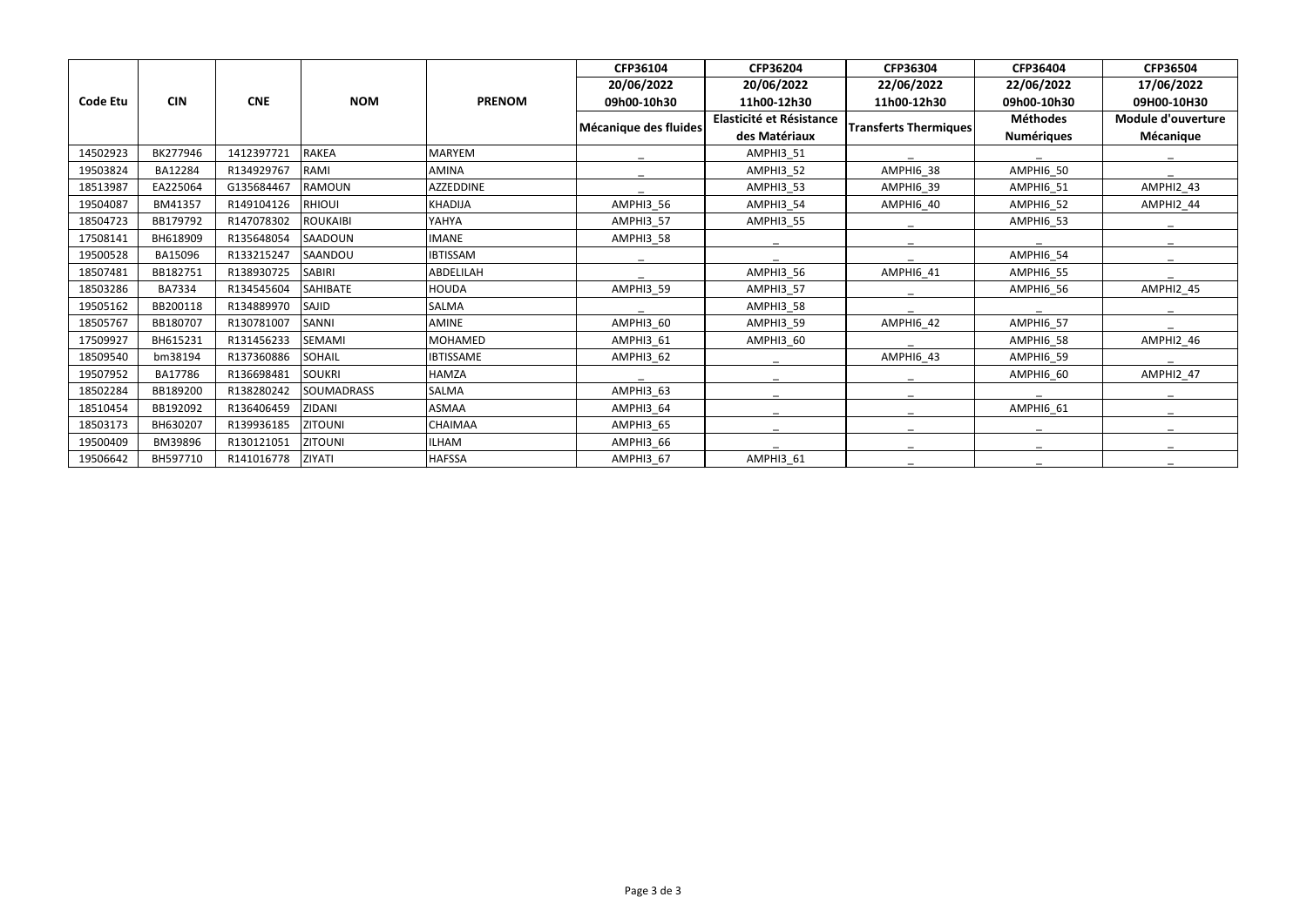| Code Etu | CIN | CNE | NOM | PRENOM | CFP36104 20/06/2022 09h00-10h30 Mécanique des fluides | CFP36204 20/06/2022 11h00-12h30 Elasticité et Résistance des Matériaux | CFP36304 22/06/2022 11h00-12h30 Transferts Thermiques | CFP36404 22/06/2022 09h00-10h30 Méthodes Numériques | CFP36504 17/06/2022 09H00-10H30 Module d'ouverture Mécanique |
|---|---|---|---|---|---|---|---|---|---|
| 14502923 | BK277946 | 1412397721 | RAKEA | MARYEM | _ | AMPHI3_51 | _ | _ | _ |
| 19503824 | BA12284 | R134929767 | RAMI | AMINA | _ | AMPHI3_52 | AMPHI6_38 | AMPHI6_50 | _ |
| 18513987 | EA225064 | G135684467 | RAMOUN | AZZEDDINE | _ | AMPHI3_53 | AMPHI6_39 | AMPHI6_51 | AMPHI2_43 |
| 19504087 | BM41357 | R149104126 | RHIOUI | KHADIJA | AMPHI3_56 | AMPHI3_54 | AMPHI6_40 | AMPHI6_52 | AMPHI2_44 |
| 18504723 | BB179792 | R147078302 | ROUKAIBI | YAHYA | AMPHI3_57 | AMPHI3_55 | _ | AMPHI6_53 | _ |
| 17508141 | BH618909 | R135648054 | SAADOUN | IMANE | AMPHI3_58 | _ | _ | _ | _ |
| 19500528 | BA15096 | R133215247 | SAANDOU | IBTISSAM | _ | _ | _ | AMPHI6_54 | _ |
| 18507481 | BB182751 | R138930725 | SABIRI | ABDELILAH | _ | AMPHI3_56 | AMPHI6_41 | AMPHI6_55 | _ |
| 18503286 | BA7334 | R134545604 | SAHIBATE | HOUDA | AMPHI3_59 | AMPHI3_57 | _ | AMPHI6_56 | AMPHI2_45 |
| 19505162 | BB200118 | R134889970 | SAJID | SALMA | _ | AMPHI3_58 | _ | _ | _ |
| 18505767 | BB180707 | R130781007 | SANNI | AMINE | AMPHI3_60 | AMPHI3_59 | AMPHI6_42 | AMPHI6_57 | _ |
| 17509927 | BH615231 | R131456233 | SEMAMI | MOHAMED | AMPHI3_61 | AMPHI3_60 | _ | AMPHI6_58 | AMPHI2_46 |
| 18509540 | bm38194 | R137360886 | SOHAIL | IBTISSAME | AMPHI3_62 | _ | AMPHI6_43 | AMPHI6_59 | _ |
| 19507952 | BA17786 | R136698481 | SOUKRI | HAMZA | _ | _ | _ | AMPHI6_60 | AMPHI2_47 |
| 18502284 | BB189200 | R138280242 | SOUMADRASS | SALMA | AMPHI3_63 | _ | _ | _ | _ |
| 18510454 | BB192092 | R136406459 | ZIDANI | ASMAA | AMPHI3_64 | _ | _ | AMPHI6_61 | _ |
| 18503173 | BH630207 | R139936185 | ZITOUNI | CHAIMAA | AMPHI3_65 | _ | _ | _ | _ |
| 19500409 | BM39896 | R130121051 | ZITOUNI | ILHAM | AMPHI3_66 | _ | _ | _ | _ |
| 19506642 | BH597710 | R141016778 | ZIYATI | HAFSSA | AMPHI3_67 | AMPHI3_61 | _ | _ | _ |